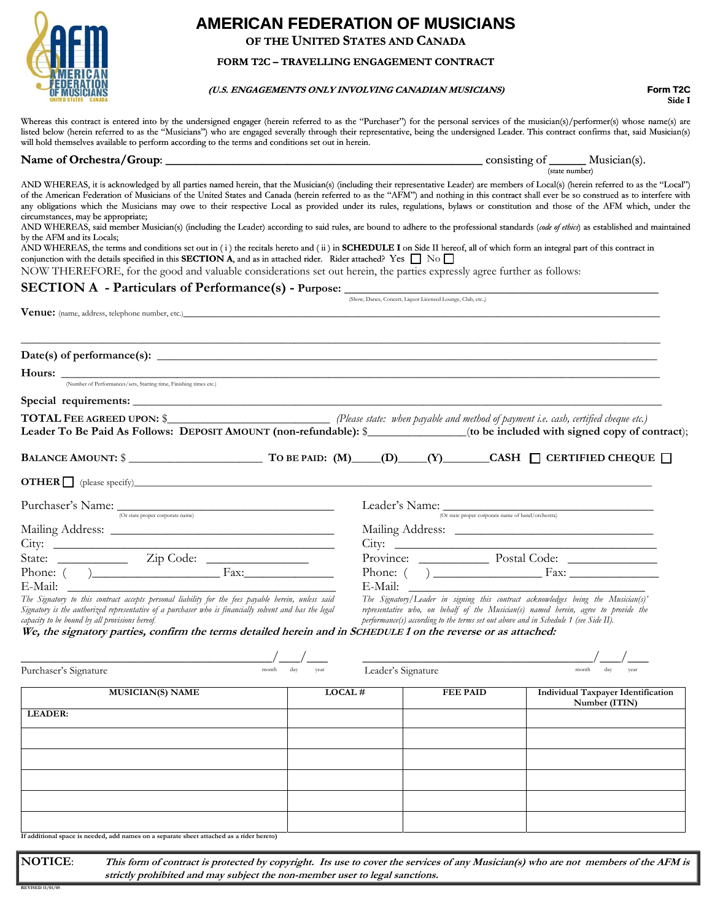# AMERICAN FEDERATION OF MUSICIANS

## OF THE UNITED STATES AND CANADA

### FORM T2C – TRAVELLING ENGAGEMENT CONTRACT

***(U.S. ENGAGEMENTS ONLY INVOLVING CANADIAN MUSICIANS)***

**Form T2C**
**Side I**

Whereas this contract is entered into by the undersigned engager (herein referred to as the "Purchaser") for the personal services of the musician(s)/performer(s) whose name(s) are listed below (herein referred to as the "Musicians") who are engaged severally through their representative, being the undersigned Leader. This contract confirms that, said Musician(s) will hold themselves available to perform according to the terms and conditions set out in herein.

**Name of Orchestra/Group**: ______________________________________________ consisting of ______ Musician(s).
(state number)

AND WHEREAS, it is acknowledged by all parties named herein, that the Musician(s) (including their representative Leader) are members of Local(s) (herein referred to as the "Local") of the American Federation of Musicians of the United States and Canada (herein referred to as the "AFM") and nothing in this contract shall ever be so construed as to interfere with any obligations which the Musicians may owe to their respective Local as provided under its rules, regulations, bylaws or constitution and those of the AFM which, under the circumstances, may be appropriate;

AND WHEREAS, said member Musician(s) (including the Leader) according to said rules, are bound to adhere to the professional standards (*code of ethics*) as established and maintained by the AFM and its Locals;

AND WHEREAS, the terms and conditions set out in ( i ) the recitals hereto and ( ii ) in **SCHEDULE I** on Side II hereof, all of which form an integral part of this contract in conjunction with the details specified in this **SECTION A**, and as in attached rider. Rider attached? Yes ☐ No ☐

NOW THEREFORE, for the good and valuable considerations set out herein, the parties expressly agree further as follows:

## SECTION A - Particulars of Performance(s) - Purpose: ______________________________________________
(Show, Dance, Concert, Liquor Licensed Lounge, Club, etc.,)

**Venue:** (name, address, telephone number, etc.)______________________________________________

______________________________________________

**Date(s) of performance(s):** ______________________________________________

**Hours:** ______________________________________________
(Number of Performances/sets, Starting time, Finishing times etc.)

**Special requirements:** ______________________________________________

**TOTAL FEE AGREED UPON:** $__________________________ *(Please state: when payable and method of payment i.e. cash, certified cheque etc.)*

**Leader To Be Paid As Follows: DEPOSIT AMOUNT (non-refundable):** $________________(**to be included with signed copy of contract**);

**BALANCE AMOUNT:** $ ______________________ **TO BE PAID: (M)\_\_\_\_(D)\_\_\_\_(Y)\_\_\_\_\_\_\_CASH** ☐ **CERTIFIED CHEQUE** ☐

**OTHER** ☐ (please specify)______________________________________________

Purchaser's Name: ________________________________
(Or state proper corporate name)
Mailing Address: ________________________________
City: ________________________________
State: ___________ Zip Code: ________________
Phone: ( )____________________ Fax:______________
E-Mail: ________________________________

*The Signatory to this contract accepts personal liability for the fees payable herein, unless said Signatory is the authorized representative of a purchaser who is financially solvent and has the legal capacity to be bound by all provisions hereof.*

Leader's Name: ________________________________
(Or state proper corporate name of band/orchestra)
Mailing Address: ________________________________
City: ________________________________
Province: ___________ Postal Code: ______________
Phone: ( ) __________________ Fax: ______________
E-Mail: ________________________________

*The Signatory/Leader in signing this contract acknowledges being the Musician(s)' representative who, on behalf of the Musician(s) named herein, agree to provide the performance(s) according to the terms set out above and in Schedule 1 (see Side II).*

***We, the signatory parties, confirm the terms detailed herein and in SCHEDULE 1 on the reverse or as attached:***

________________________________\_\_\_\_/\_\_\_/\_\_\_
Purchaser's Signature month day year

________________________________\_\_\_\_/\_\_\_/\_\_\_
Leader's Signature month day year

| MUSICIAN(S) NAME | LOCAL # | FEE PAID | Individual Taxpayer Identification Number (ITIN) |
|---|---|---|---|
| LEADER: | | | |
| | | | |
| | | | |
| | | | |
| | | | |
| | | | |

**If additional space is needed, add names on a separate sheet attached as a rider hereto)**

**NOTICE**: ***This form of contract is protected by copyright. Its use to cover the services of any Musician(s) who are not members of the AFM is strictly prohibited and may subject the non-member user to legal sanctions.***

REVISED 11/01/05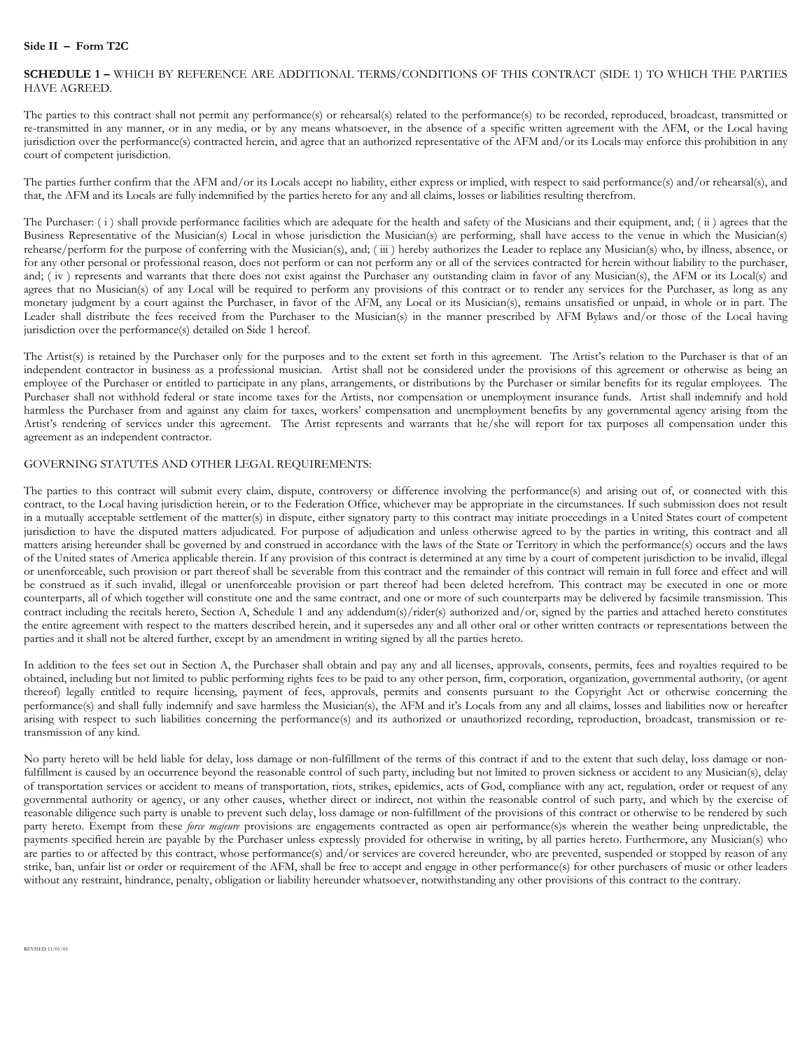**Side II – Form T2C**

**SCHEDULE 1 –** WHICH BY REFERENCE ARE ADDITIONAL TERMS/CONDITIONS OF THIS CONTRACT (SIDE 1) TO WHICH THE PARTIES HAVE AGREED.

The parties to this contract shall not permit any performance(s) or rehearsal(s) related to the performance(s) to be recorded, reproduced, broadcast, transmitted or re-transmitted in any manner, or in any media, or by any means whatsoever, in the absence of a specific written agreement with the AFM, or the Local having jurisdiction over the performance(s) contracted herein, and agree that an authorized representative of the AFM and/or its Locals may enforce this prohibition in any court of competent jurisdiction.

The parties further confirm that the AFM and/or its Locals accept no liability, either express or implied, with respect to said performance(s) and/or rehearsal(s), and that, the AFM and its Locals are fully indemnified by the parties hereto for any and all claims, losses or liabilities resulting therefrom.

The Purchaser: ( i ) shall provide performance facilities which are adequate for the health and safety of the Musicians and their equipment, and; ( ii ) agrees that the Business Representative of the Musician(s) Local in whose jurisdiction the Musician(s) are performing, shall have access to the venue in which the Musician(s) rehearse/perform for the purpose of conferring with the Musician(s), and; ( iii ) hereby authorizes the Leader to replace any Musician(s) who, by illness, absence, or for any other personal or professional reason, does not perform or can not perform any or all of the services contracted for herein without liability to the purchaser, and; ( iv ) represents and warrants that there does not exist against the Purchaser any outstanding claim in favor of any Musician(s), the AFM or its Local(s) and agrees that no Musician(s) of any Local will be required to perform any provisions of this contract or to render any services for the Purchaser, as long as any monetary judgment by a court against the Purchaser, in favor of the AFM, any Local or its Musician(s), remains unsatisfied or unpaid, in whole or in part. The Leader shall distribute the fees received from the Purchaser to the Musician(s) in the manner prescribed by AFM Bylaws and/or those of the Local having jurisdiction over the performance(s) detailed on Side 1 hereof.

The Artist(s) is retained by the Purchaser only for the purposes and to the extent set forth in this agreement. The Artist's relation to the Purchaser is that of an independent contractor in business as a professional musician. Artist shall not be considered under the provisions of this agreement or otherwise as being an employee of the Purchaser or entitled to participate in any plans, arrangements, or distributions by the Purchaser or similar benefits for its regular employees. The Purchaser shall not withhold federal or state income taxes for the Artists, nor compensation or unemployment insurance funds. Artist shall indemnify and hold harmless the Purchaser from and against any claim for taxes, workers' compensation and unemployment benefits by any governmental agency arising from the Artist's rendering of services under this agreement. The Artist represents and warrants that he/she will report for tax purposes all compensation under this agreement as an independent contractor.

GOVERNING STATUTES AND OTHER LEGAL REQUIREMENTS:

The parties to this contract will submit every claim, dispute, controversy or difference involving the performance(s) and arising out of, or connected with this contract, to the Local having jurisdiction herein, or to the Federation Office, whichever may be appropriate in the circumstances. If such submission does not result in a mutually acceptable settlement of the matter(s) in dispute, either signatory party to this contract may initiate proceedings in a United States court of competent jurisdiction to have the disputed matters adjudicated. For purpose of adjudication and unless otherwise agreed to by the parties in writing, this contract and all matters arising hereunder shall be governed by and construed in accordance with the laws of the State or Territory in which the performance(s) occurs and the laws of the United states of America applicable therein. If any provision of this contract is determined at any time by a court of competent jurisdiction to be invalid, illegal or unenforceable, such provision or part thereof shall be severable from this contract and the remainder of this contract will remain in full force and effect and will be construed as if such invalid, illegal or unenforceable provision or part thereof had been deleted herefrom. This contract may be executed in one or more counterparts, all of which together will constitute one and the same contract, and one or more of such counterparts may be delivered by facsimile transmission. This contract including the recitals hereto, Section A, Schedule 1 and any addendum(s)/rider(s) authorized and/or, signed by the parties and attached hereto constitutes the entire agreement with respect to the matters described herein, and it supersedes any and all other oral or other written contracts or representations between the parties and it shall not be altered further, except by an amendment in writing signed by all the parties hereto.

In addition to the fees set out in Section A, the Purchaser shall obtain and pay any and all licenses, approvals, consents, permits, fees and royalties required to be obtained, including but not limited to public performing rights fees to be paid to any other person, firm, corporation, organization, governmental authority, (or agent thereof) legally entitled to require licensing, payment of fees, approvals, permits and consents pursuant to the Copyright Act or otherwise concerning the performance(s) and shall fully indemnify and save harmless the Musician(s), the AFM and it's Locals from any and all claims, losses and liabilities now or hereafter arising with respect to such liabilities concerning the performance(s) and its authorized or unauthorized recording, reproduction, broadcast, transmission or re-transmission of any kind.

No party hereto will be held liable for delay, loss damage or non-fulfillment of the terms of this contract if and to the extent that such delay, loss damage or non-fulfillment is caused by an occurrence beyond the reasonable control of such party, including but not limited to proven sickness or accident to any Musician(s), delay of transportation services or accident to means of transportation, riots, strikes, epidemics, acts of God, compliance with any act, regulation, order or request of any governmental authority or agency, or any other causes, whether direct or indirect, not within the reasonable control of such party, and which by the exercise of reasonable diligence such party is unable to prevent such delay, loss damage or non-fulfillment of the provisions of this contract or otherwise to be rendered by such party hereto. Exempt from these *force majeure* provisions are engagements contracted as open air performance(s)s wherein the weather being unpredictable, the payments specified herein are payable by the Purchaser unless expressly provided for otherwise in writing, by all parties hereto. Furthermore, any Musician(s) who are parties to or affected by this contract, whose performance(s) and/or services are covered hereunder, who are prevented, suspended or stopped by reason of any strike, ban, unfair list or order or requirement of the AFM, shall be free to accept and engage in other performance(s) for other purchasers of music or other leaders without any restraint, hindrance, penalty, obligation or liability hereunder whatsoever, notwithstanding any other provisions of this contract to the contrary.

REVISED 11/01/05